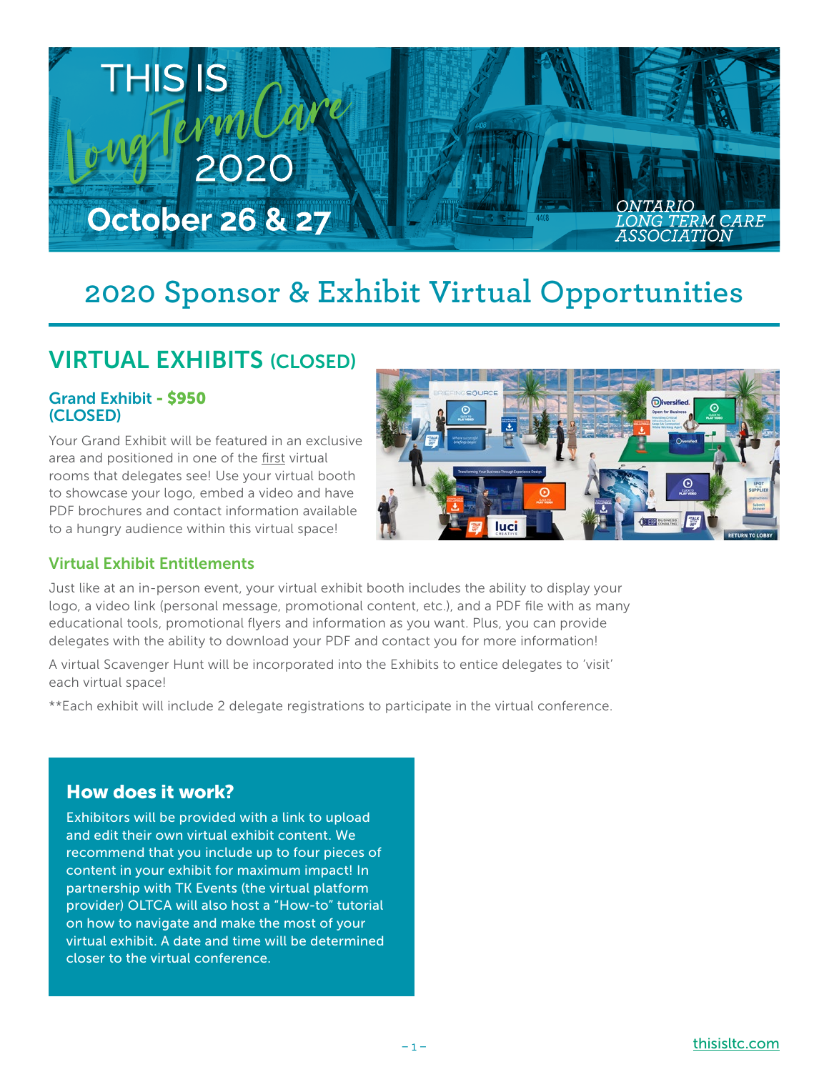# THIS IS Long Term Care 2020

**October 26 & 27**

*ONTARIO LONG TERM CARE ASSOCIATION*

# 2020 Sponsor & Exhibit Virtual Opportunities

## VIRTUAL EXHIBITS (CLOSED)

### Grand Exhibit - $950 (CLOSED)

Your Grand Exhibit will be featured in an exclusive area and positioned in one of the first virtual rooms that delegates see! Use your virtual booth to showcase your logo, embed a video and have PDF brochures and contact information available to a hungry audience within this virtual space!

### Virtual Exhibit Entitlements

Just like at an in-person event, your virtual exhibit booth includes the ability to display your logo, a video link (personal message, promotional content, etc.), and a PDF file with as many educational tools, promotional flyers and information as you want. Plus, you can provide delegates with the ability to download your PDF and contact you for more information!

A virtual Scavenger Hunt will be incorporated into the Exhibits to entice delegates to 'visit' each virtual space!

**Each exhibit will include 2 delegate registrations to participate in the virtual conference.

### How does it work?

Exhibitors will be provided with a link to upload and edit their own virtual exhibit content. We recommend that you include up to four pieces of content in your exhibit for maximum impact! In partnership with TK Events (the virtual platform provider) OLTCA will also host a "How-to" tutorial on how to navigate and make the most of your virtual exhibit. A date and time will be determined closer to the virtual conference.

thisisltc.com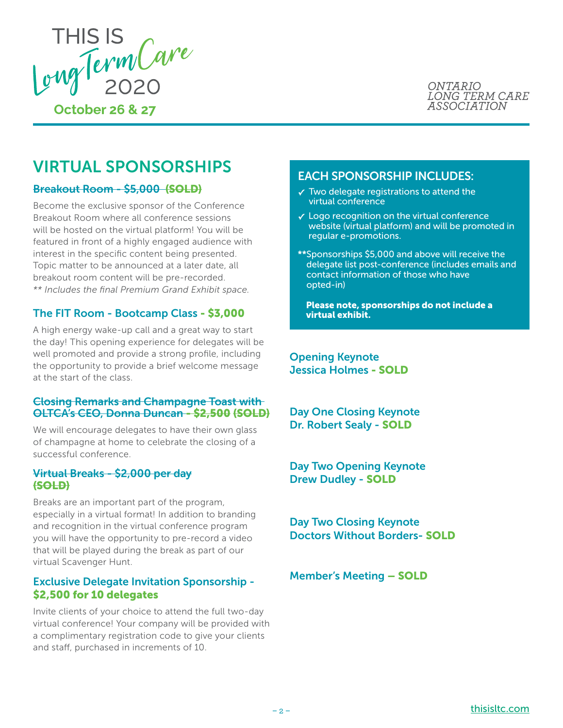THIS IS Long Term Care 2020

**October 26 & 27**

*ONTARIO LONG TERM CARE ASSOCIATION*

## VIRTUAL SPONSORSHIPS

### ~~Breakout Room - $5,000 (SOLD)~~

Become the exclusive sponsor of the Conference Breakout Room where all conference sessions will be hosted on the virtual platform! You will be featured in front of a highly engaged audience with interest in the specific content being presented. Topic matter to be announced at a later date, all breakout room content will be pre-recorded.
*** Includes the final Premium Grand Exhibit space.*

### The FIT Room - Bootcamp Class - $3,000

A high energy wake-up call and a great way to start the day! This opening experience for delegates will be well promoted and provide a strong profile, including the opportunity to provide a brief welcome message at the start of the class.

### ~~Closing Remarks and Champagne Toast with OLTCA's CEO, Donna Duncan - $2,500 (SOLD)~~

We will encourage delegates to have their own glass of champagne at home to celebrate the closing of a successful conference.

### ~~Virtual Breaks - $2,000 per day (SOLD)~~

Breaks are an important part of the program, especially in a virtual format! In addition to branding and recognition in the virtual conference program you will have the opportunity to pre-record a video that will be played during the break as part of our virtual Scavenger Hunt.

### Exclusive Delegate Invitation Sponsorship - $2,500 for 10 delegates

Invite clients of your choice to attend the full two-day virtual conference! Your company will be provided with a complimentary registration code to give your clients and staff, purchased in increments of 10.

## EACH SPONSORSHIP INCLUDES:

- ✓ Two delegate registrations to attend the virtual conference
- ✓ Logo recognition on the virtual conference website (virtual platform) and will be promoted in regular e-promotions.

**Sponsorships $5,000 and above will receive the delegate list post-conference (includes emails and contact information of those who have opted-in)

**Please note, sponsorships do not include a virtual exhibit.**

### Opening Keynote
### Jessica Holmes - SOLD

### Day One Closing Keynote
### Dr. Robert Sealy - SOLD

### Day Two Opening Keynote
### Drew Dudley - SOLD

### Day Two Closing Keynote
### Doctors Without Borders- SOLD

### Member's Meeting – SOLD

thisisltc.com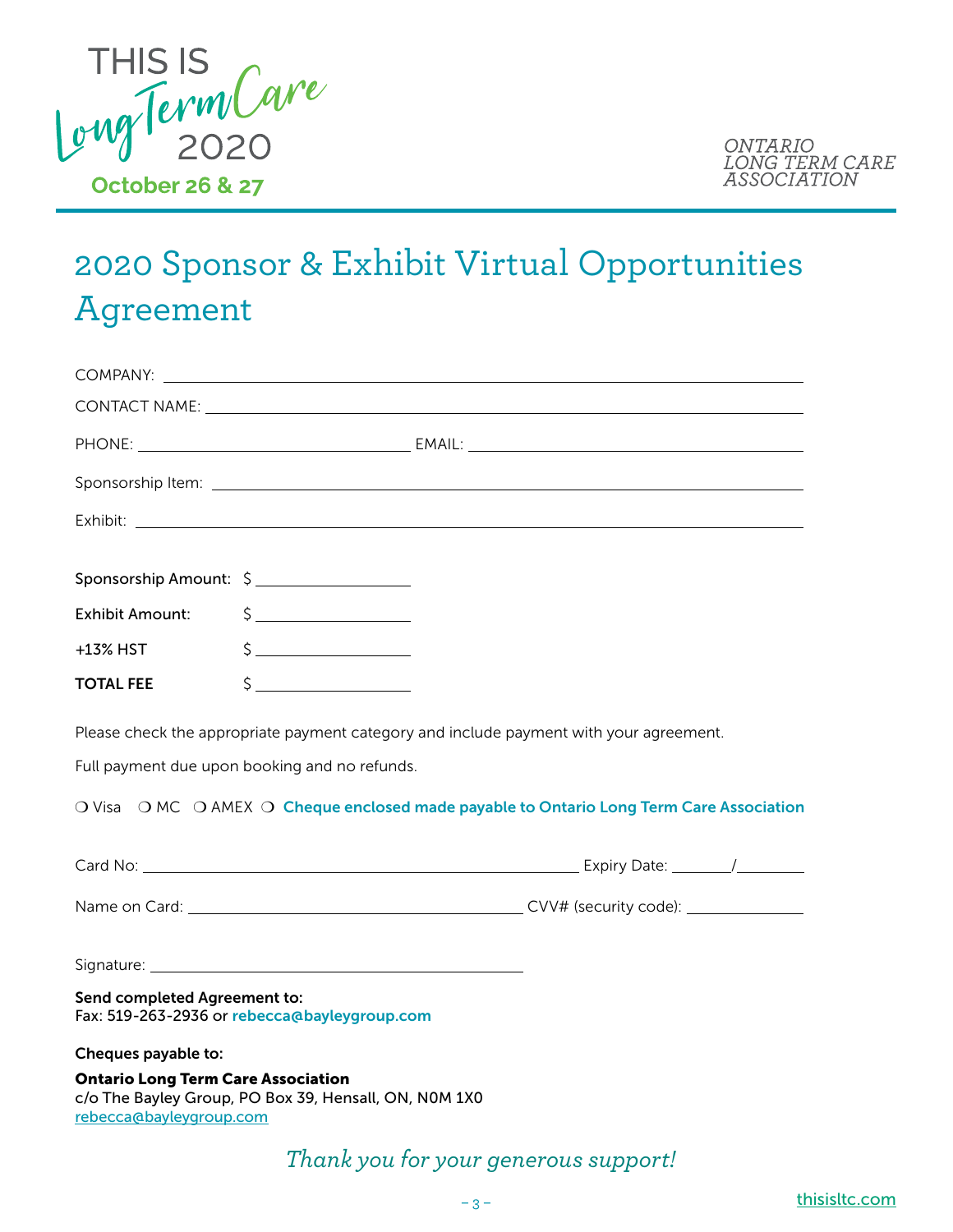THIS IS Long Term Care 2020

**October 26 & 27**

*ONTARIO LONG TERM CARE ASSOCIATION*

# 2020 Sponsor & Exhibit Virtual Opportunities Agreement

COMPANY: ____________________

CONTACT NAME: ____________________

PHONE: ____________________ EMAIL: ____________________

Sponsorship Item: ____________________

Exhibit: ____________________

Sponsorship Amount: $ __________

Exhibit Amount: $ __________

+13% HST $ __________

**TOTAL FEE** $ __________

Please check the appropriate payment category and include payment with your agreement.

Full payment due upon booking and no refunds.

❍ Visa ❍ MC ❍ AMEX ❍ **Cheque enclosed made payable to Ontario Long Term Care Association**

Card No: ____________________ Expiry Date: ______/______

Name on Card: ____________________ CVV# (security code): __________

Signature: ____________________

**Send completed Agreement to:**
Fax: 519-263-2936 or rebecca@bayleygroup.com

**Cheques payable to:**

**Ontario Long Term Care Association**
c/o The Bayley Group, PO Box 39, Hensall, ON, N0M 1X0
rebecca@bayleygroup.com

*Thank you for your generous support!*

thisisltc.com